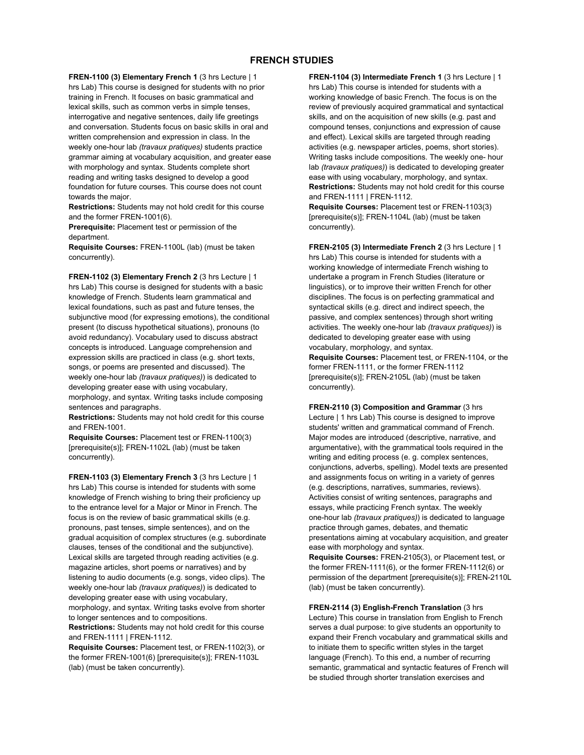# FRENCH STUDIES

**FREN-1100 (3) Elementary French 1** (3 hrs Lecture | 1 hrs Lab) This course is designed for students with no prior training in French. It focuses on basic grammatical and lexical skills, such as common verbs in simple tenses, interrogative and negative sentences, daily life greetings and conversation. Students focus on basic skills in oral and written comprehension and expression in class. In the weekly one-hour lab *(travaux pratiques)* students practice grammar aiming at vocabulary acquisition, and greater ease with morphology and syntax. Students complete short reading and writing tasks designed to develop a good foundation for future courses. This course does not count towards the major.
**Restrictions:** Students may not hold credit for this course and the former FREN-1001(6).
**Prerequisite:** Placement test or permission of the department.
**Requisite Courses:** FREN-1100L (lab) (must be taken concurrently).

**FREN-1102 (3) Elementary French 2** (3 hrs Lecture | 1 hrs Lab) This course is designed for students with a basic knowledge of French. Students learn grammatical and lexical foundations, such as past and future tenses, the subjunctive mood (for expressing emotions), the conditional present (to discuss hypothetical situations), pronouns (to avoid redundancy). Vocabulary used to discuss abstract concepts is introduced. Language comprehension and expression skills are practiced in class (e.g. short texts, songs, or poems are presented and discussed). The weekly one-hour lab *(travaux pratiques)*) is dedicated to developing greater ease with using vocabulary, morphology, and syntax. Writing tasks include composing sentences and paragraphs.
**Restrictions:** Students may not hold credit for this course and FREN-1001.
**Requisite Courses:** Placement test or FREN-1100(3) [prerequisite(s)]; FREN-1102L (lab) (must be taken concurrently).

**FREN-1103 (3) Elementary French 3** (3 hrs Lecture | 1 hrs Lab) This course is intended for students with some knowledge of French wishing to bring their proficiency up to the entrance level for a Major or Minor in French. The focus is on the review of basic grammatical skills (e.g. pronouns, past tenses, simple sentences), and on the gradual acquisition of complex structures (e.g. subordinate clauses, tenses of the conditional and the subjunctive). Lexical skills are targeted through reading activities (e.g. magazine articles, short poems or narratives) and by listening to audio documents (e.g. songs, video clips). The weekly one-hour lab *(travaux pratiques)*) is dedicated to developing greater ease with using vocabulary, morphology, and syntax. Writing tasks evolve from shorter to longer sentences and to compositions.
**Restrictions:** Students may not hold credit for this course and FREN-1111 | FREN-1112.
**Requisite Courses:** Placement test, or FREN-1102(3), or the former FREN-1001(6) [prerequisite(s)]; FREN-1103L (lab) (must be taken concurrently).

**FREN-1104 (3) Intermediate French 1** (3 hrs Lecture | 1 hrs Lab) This course is intended for students with a working knowledge of basic French. The focus is on the review of previously acquired grammatical and syntactical skills, and on the acquisition of new skills (e.g. past and compound tenses, conjunctions and expression of cause and effect). Lexical skills are targeted through reading activities (e.g. newspaper articles, poems, short stories). Writing tasks include compositions. The weekly one- hour lab *(travaux pratiques)*) is dedicated to developing greater ease with using vocabulary, morphology, and syntax.
**Restrictions:** Students may not hold credit for this course and FREN-1111 | FREN-1112.
**Requisite Courses:** Placement test or FREN-1103(3) [prerequisite(s)]; FREN-1104L (lab) (must be taken concurrently).

**FREN-2105 (3) Intermediate French 2** (3 hrs Lecture | 1 hrs Lab) This course is intended for students with a working knowledge of intermediate French wishing to undertake a program in French Studies (literature or linguistics), or to improve their written French for other disciplines. The focus is on perfecting grammatical and syntactical skills (e.g. direct and indirect speech, the passive, and complex sentences) through short writing activities. The weekly one-hour lab *(travaux pratiques)*) is dedicated to developing greater ease with using vocabulary, morphology, and syntax.
**Requisite Courses:** Placement test, or FREN-1104, or the former FREN-1111, or the former FREN-1112 [prerequisite(s)]; FREN-2105L (lab) (must be taken concurrently).

**FREN-2110 (3) Composition and Grammar** (3 hrs Lecture | 1 hrs Lab) This course is designed to improve students' written and grammatical command of French. Major modes are introduced (descriptive, narrative, and argumentative), with the grammatical tools required in the writing and editing process (e. g. complex sentences, conjunctions, adverbs, spelling). Model texts are presented and assignments focus on writing in a variety of genres (e.g. descriptions, narratives, summaries, reviews). Activities consist of writing sentences, paragraphs and essays, while practicing French syntax. The weekly one-hour lab *(travaux pratiques)*) is dedicated to language practice through games, debates, and thematic presentations aiming at vocabulary acquisition, and greater ease with morphology and syntax.
**Requisite Courses:** FREN-2105(3), or Placement test, or the former FREN-1111(6), or the former FREN-1112(6) or permission of the department [prerequisite(s)]; FREN-2110L (lab) (must be taken concurrently).

**FREN-2114 (3) English-French Translation** (3 hrs Lecture) This course in translation from English to French serves a dual purpose: to give students an opportunity to expand their French vocabulary and grammatical skills and to initiate them to specific written styles in the target language (French). To this end, a number of recurring semantic, grammatical and syntactic features of French will be studied through shorter translation exercises and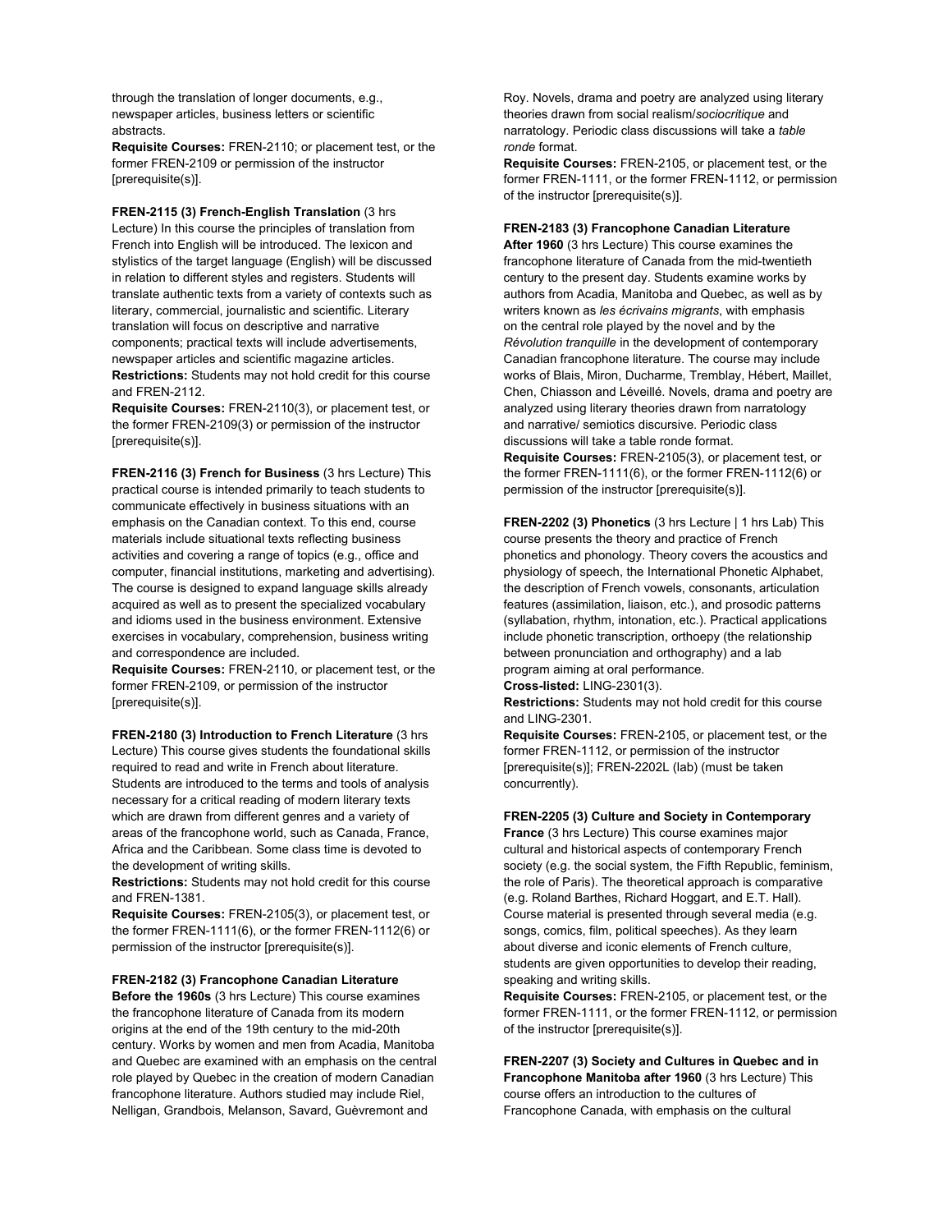through the translation of longer documents, e.g., newspaper articles, business letters or scientific abstracts.
**Requisite Courses:** FREN-2110; or placement test, or the former FREN-2109 or permission of the instructor [prerequisite(s)].

**FREN-2115 (3) French-English Translation** (3 hrs Lecture) In this course the principles of translation from French into English will be introduced. The lexicon and stylistics of the target language (English) will be discussed in relation to different styles and registers. Students will translate authentic texts from a variety of contexts such as literary, commercial, journalistic and scientific. Literary translation will focus on descriptive and narrative components; practical texts will include advertisements, newspaper articles and scientific magazine articles.
**Restrictions:** Students may not hold credit for this course and FREN-2112.
**Requisite Courses:** FREN-2110(3), or placement test, or the former FREN-2109(3) or permission of the instructor [prerequisite(s)].

**FREN-2116 (3) French for Business** (3 hrs Lecture) This practical course is intended primarily to teach students to communicate effectively in business situations with an emphasis on the Canadian context. To this end, course materials include situational texts reflecting business activities and covering a range of topics (e.g., office and computer, financial institutions, marketing and advertising). The course is designed to expand language skills already acquired as well as to present the specialized vocabulary and idioms used in the business environment. Extensive exercises in vocabulary, comprehension, business writing and correspondence are included.
**Requisite Courses:** FREN-2110, or placement test, or the former FREN-2109, or permission of the instructor [prerequisite(s)].

**FREN-2180 (3) Introduction to French Literature** (3 hrs Lecture) This course gives students the foundational skills required to read and write in French about literature. Students are introduced to the terms and tools of analysis necessary for a critical reading of modern literary texts which are drawn from different genres and a variety of areas of the francophone world, such as Canada, France, Africa and the Caribbean. Some class time is devoted to the development of writing skills.
**Restrictions:** Students may not hold credit for this course and FREN-1381.
**Requisite Courses:** FREN-2105(3), or placement test, or the former FREN-1111(6), or the former FREN-1112(6) or permission of the instructor [prerequisite(s)].

**FREN-2182 (3) Francophone Canadian Literature Before the 1960s** (3 hrs Lecture) This course examines the francophone literature of Canada from its modern origins at the end of the 19th century to the mid-20th century. Works by women and men from Acadia, Manitoba and Quebec are examined with an emphasis on the central role played by Quebec in the creation of modern Canadian francophone literature. Authors studied may include Riel, Nelligan, Grandbois, Melanson, Savard, Guèvremont and Roy. Novels, drama and poetry are analyzed using literary theories drawn from social realism/*sociocritique* and narratology. Periodic class discussions will take a *table ronde* format.
**Requisite Courses:** FREN-2105, or placement test, or the former FREN-1111, or the former FREN-1112, or permission of the instructor [prerequisite(s)].

**FREN-2183 (3) Francophone Canadian Literature After 1960** (3 hrs Lecture) This course examines the francophone literature of Canada from the mid-twentieth century to the present day. Students examine works by authors from Acadia, Manitoba and Quebec, as well as by writers known as *les écrivains migrants*, with emphasis on the central role played by the novel and by the *Révolution tranquille* in the development of contemporary Canadian francophone literature. The course may include works of Blais, Miron, Ducharme, Tremblay, Hébert, Maillet, Chen, Chiasson and Léveillé. Novels, drama and poetry are analyzed using literary theories drawn from narratology and narrative/ semiotics discursive. Periodic class discussions will take a table ronde format.
**Requisite Courses:** FREN-2105(3), or placement test, or the former FREN-1111(6), or the former FREN-1112(6) or permission of the instructor [prerequisite(s)].

**FREN-2202 (3) Phonetics** (3 hrs Lecture | 1 hrs Lab) This course presents the theory and practice of French phonetics and phonology. Theory covers the acoustics and physiology of speech, the International Phonetic Alphabet, the description of French vowels, consonants, articulation features (assimilation, liaison, etc.), and prosodic patterns (syllabation, rhythm, intonation, etc.). Practical applications include phonetic transcription, orthoepy (the relationship between pronunciation and orthography) and a lab program aiming at oral performance.
**Cross-listed:** LING-2301(3).
**Restrictions:** Students may not hold credit for this course and LING-2301.
**Requisite Courses:** FREN-2105, or placement test, or the former FREN-1112, or permission of the instructor [prerequisite(s)]; FREN-2202L (lab) (must be taken concurrently).

**FREN-2205 (3) Culture and Society in Contemporary France** (3 hrs Lecture) This course examines major cultural and historical aspects of contemporary French society (e.g. the social system, the Fifth Republic, feminism, the role of Paris). The theoretical approach is comparative (e.g. Roland Barthes, Richard Hoggart, and E.T. Hall). Course material is presented through several media (e.g. songs, comics, film, political speeches). As they learn about diverse and iconic elements of French culture, students are given opportunities to develop their reading, speaking and writing skills.
**Requisite Courses:** FREN-2105, or placement test, or the former FREN-1111, or the former FREN-1112, or permission of the instructor [prerequisite(s)].

**FREN-2207 (3) Society and Cultures in Quebec and in Francophone Manitoba after 1960** (3 hrs Lecture) This course offers an introduction to the cultures of Francophone Canada, with emphasis on the cultural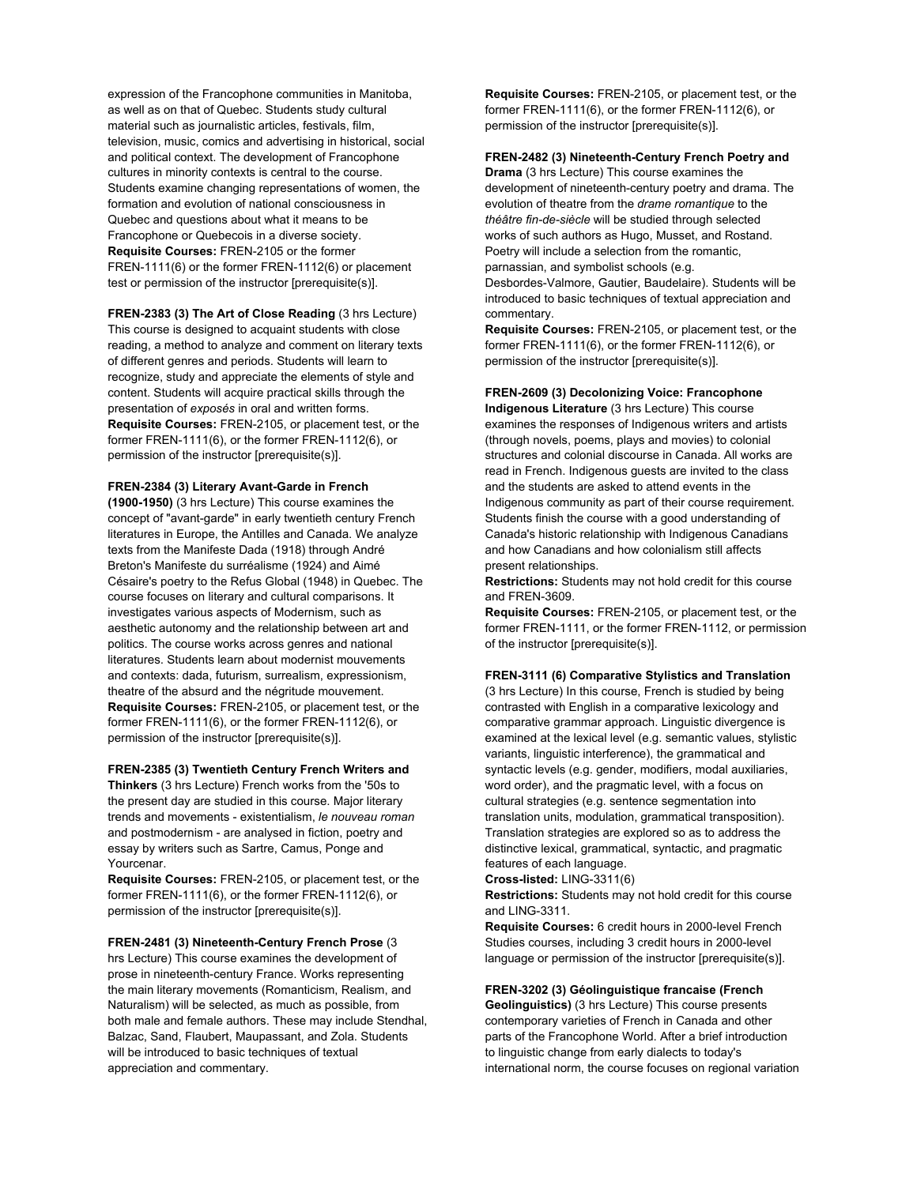expression of the Francophone communities in Manitoba, as well as on that of Quebec. Students study cultural material such as journalistic articles, festivals, film, television, music, comics and advertising in historical, social and political context. The development of Francophone cultures in minority contexts is central to the course. Students examine changing representations of women, the formation and evolution of national consciousness in Quebec and questions about what it means to be Francophone or Quebecois in a diverse society.
**Requisite Courses:** FREN-2105 or the former FREN-1111(6) or the former FREN-1112(6) or placement test or permission of the instructor [prerequisite(s)].

**FREN-2383 (3) The Art of Close Reading** (3 hrs Lecture) This course is designed to acquaint students with close reading, a method to analyze and comment on literary texts of different genres and periods. Students will learn to recognize, study and appreciate the elements of style and content. Students will acquire practical skills through the presentation of *exposés* in oral and written forms.
**Requisite Courses:** FREN-2105, or placement test, or the former FREN-1111(6), or the former FREN-1112(6), or permission of the instructor [prerequisite(s)].

**FREN-2384 (3) Literary Avant-Garde in French (1900-1950)** (3 hrs Lecture) This course examines the concept of "avant-garde" in early twentieth century French literatures in Europe, the Antilles and Canada. We analyze texts from the Manifeste Dada (1918) through André Breton's Manifeste du surréalisme (1924) and Aimé Césaire's poetry to the Refus Global (1948) in Quebec. The course focuses on literary and cultural comparisons. It investigates various aspects of Modernism, such as aesthetic autonomy and the relationship between art and politics. The course works across genres and national literatures. Students learn about modernist mouvements and contexts: dada, futurism, surrealism, expressionism, theatre of the absurd and the négritude mouvement.
**Requisite Courses:** FREN-2105, or placement test, or the former FREN-1111(6), or the former FREN-1112(6), or permission of the instructor [prerequisite(s)].

**FREN-2385 (3) Twentieth Century French Writers and Thinkers** (3 hrs Lecture) French works from the '50s to the present day are studied in this course. Major literary trends and movements - existentialism, *le nouveau roman* and postmodernism - are analysed in fiction, poetry and essay by writers such as Sartre, Camus, Ponge and Yourcenar.
**Requisite Courses:** FREN-2105, or placement test, or the former FREN-1111(6), or the former FREN-1112(6), or permission of the instructor [prerequisite(s)].

**FREN-2481 (3) Nineteenth-Century French Prose** (3 hrs Lecture) This course examines the development of prose in nineteenth-century France. Works representing the main literary movements (Romanticism, Realism, and Naturalism) will be selected, as much as possible, from both male and female authors. These may include Stendhal, Balzac, Sand, Flaubert, Maupassant, and Zola. Students will be introduced to basic techniques of textual appreciation and commentary.
**Requisite Courses:** FREN-2105, or placement test, or the former FREN-1111(6), or the former FREN-1112(6), or permission of the instructor [prerequisite(s)].

**FREN-2482 (3) Nineteenth-Century French Poetry and Drama** (3 hrs Lecture) This course examines the development of nineteenth-century poetry and drama. The evolution of theatre from the *drame romantique* to the *théâtre fin-de-siècle* will be studied through selected works of such authors as Hugo, Musset, and Rostand. Poetry will include a selection from the romantic, parnassian, and symbolist schools (e.g. Desbordes-Valmore, Gautier, Baudelaire). Students will be introduced to basic techniques of textual appreciation and commentary.
**Requisite Courses:** FREN-2105, or placement test, or the former FREN-1111(6), or the former FREN-1112(6), or permission of the instructor [prerequisite(s)].

**FREN-2609 (3) Decolonizing Voice: Francophone Indigenous Literature** (3 hrs Lecture) This course examines the responses of Indigenous writers and artists (through novels, poems, plays and movies) to colonial structures and colonial discourse in Canada. All works are read in French. Indigenous guests are invited to the class and the students are asked to attend events in the Indigenous community as part of their course requirement. Students finish the course with a good understanding of Canada's historic relationship with Indigenous Canadians and how Canadians and how colonialism still affects present relationships.
**Restrictions:** Students may not hold credit for this course and FREN-3609.
**Requisite Courses:** FREN-2105, or placement test, or the former FREN-1111, or the former FREN-1112, or permission of the instructor [prerequisite(s)].

**FREN-3111 (6) Comparative Stylistics and Translation** (3 hrs Lecture) In this course, French is studied by being contrasted with English in a comparative lexicology and comparative grammar approach. Linguistic divergence is examined at the lexical level (e.g. semantic values, stylistic variants, linguistic interference), the grammatical and syntactic levels (e.g. gender, modifiers, modal auxiliaries, word order), and the pragmatic level, with a focus on cultural strategies (e.g. sentence segmentation into translation units, modulation, grammatical transposition). Translation strategies are explored so as to address the distinctive lexical, grammatical, syntactic, and pragmatic features of each language.
**Cross-listed:** LING-3311(6)
**Restrictions:** Students may not hold credit for this course and LING-3311.
**Requisite Courses:** 6 credit hours in 2000-level French Studies courses, including 3 credit hours in 2000-level language or permission of the instructor [prerequisite(s)].

**FREN-3202 (3) Géolinguistique francaise (French Geolinguistics)** (3 hrs Lecture) This course presents contemporary varieties of French in Canada and other parts of the Francophone World. After a brief introduction to linguistic change from early dialects to today's international norm, the course focuses on regional variation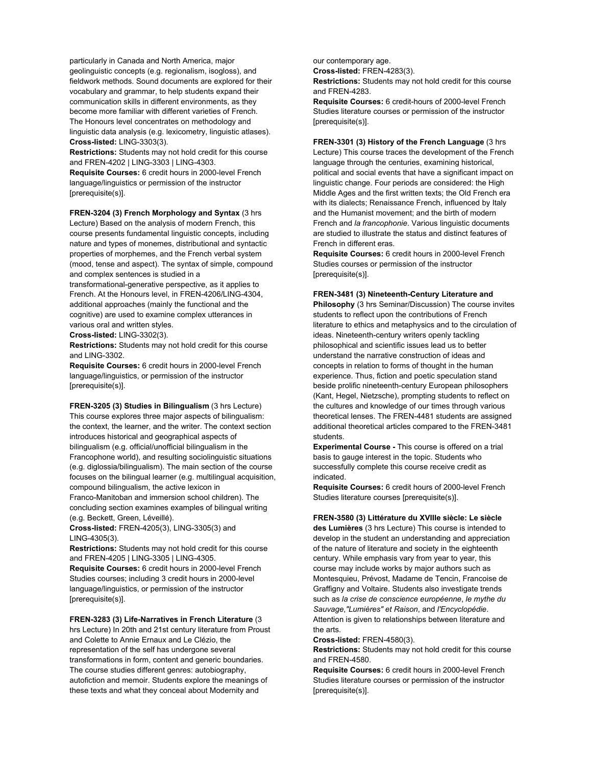particularly in Canada and North America, major geolinguistic concepts (e.g. regionalism, isogloss), and fieldwork methods. Sound documents are explored for their vocabulary and grammar, to help students expand their communication skills in different environments, as they become more familiar with different varieties of French. The Honours level concentrates on methodology and linguistic data analysis (e.g. lexicometry, linguistic atlases).
**Cross-listed:** LING-3303(3).
**Restrictions:** Students may not hold credit for this course and FREN-4202 | LING-3303 | LING-4303.
**Requisite Courses:** 6 credit hours in 2000-level French language/linguistics or permission of the instructor [prerequisite(s)].

**FREN-3204 (3) French Morphology and Syntax** (3 hrs Lecture) Based on the analysis of modern French, this course presents fundamental linguistic concepts, including nature and types of monemes, distributional and syntactic properties of morphemes, and the French verbal system (mood, tense and aspect). The syntax of simple, compound and complex sentences is studied in a transformational-generative perspective, as it applies to French. At the Honours level, in FREN-4206/LING-4304, additional approaches (mainly the functional and the cognitive) are used to examine complex utterances in various oral and written styles.
**Cross-listed:** LING-3302(3).
**Restrictions:** Students may not hold credit for this course and LING-3302.
**Requisite Courses:** 6 credit hours in 2000-level French language/linguistics, or permission of the instructor [prerequisite(s)].

**FREN-3205 (3) Studies in Bilingualism** (3 hrs Lecture) This course explores three major aspects of bilingualism: the context, the learner, and the writer. The context section introduces historical and geographical aspects of bilingualism (e.g. official/unofficial bilingualism in the Francophone world), and resulting sociolinguistic situations (e.g. diglossia/bilingualism). The main section of the course focuses on the bilingual learner (e.g. multilingual acquisition, compound bilingualism, the active lexicon in Franco-Manitoban and immersion school children). The concluding section examines examples of bilingual writing (e.g. Beckett, Green, Léveillé).
**Cross-listed:** FREN-4205(3), LING-3305(3) and LING-4305(3).
**Restrictions:** Students may not hold credit for this course and FREN-4205 | LING-3305 | LING-4305.
**Requisite Courses:** 6 credit hours in 2000-level French Studies courses; including 3 credit hours in 2000-level language/linguistics, or permission of the instructor [prerequisite(s)].

**FREN-3283 (3) Life-Narratives in French Literature** (3 hrs Lecture) In 20th and 21st century literature from Proust and Colette to Annie Ernaux and Le Clézio, the representation of the self has undergone several transformations in form, content and gender boundaries. The course studies different genres: autobiography, autofiction and memoir. Students explore the meanings of these texts and what they conceal about Modernity and our contemporary age.
**Cross-listed:** FREN-4283(3).
**Restrictions:** Students may not hold credit for this course and FREN-4283.
**Requisite Courses:** 6 credit-hours of 2000-level French Studies literature courses or permission of the instructor [prerequisite(s)].

**FREN-3301 (3) History of the French Language** (3 hrs Lecture) This course traces the development of the French language through the centuries, examining historical, political and social events that have a significant impact on linguistic change. Four periods are considered: the High Middle Ages and the first written texts; the Old French era with its dialects; Renaissance French, influenced by Italy and the Humanist movement; and the birth of modern French and *la francophonie*. Various linguistic documents are studied to illustrate the status and distinct features of French in different eras.
**Requisite Courses:** 6 credit hours in 2000-level French Studies courses or permission of the instructor [prerequisite(s)].

**FREN-3481 (3) Nineteenth-Century Literature and Philosophy** (3 hrs Seminar/Discussion) The course invites students to reflect upon the contributions of French literature to ethics and metaphysics and to the circulation of ideas. Nineteenth-century writers openly tackling philosophical and scientific issues lead us to better understand the narrative construction of ideas and concepts in relation to forms of thought in the human experience. Thus, fiction and poetic speculation stand beside prolific nineteenth-century European philosophers (Kant, Hegel, Nietzsche), prompting students to reflect on the cultures and knowledge of our times through various theoretical lenses. The FREN-4481 students are assigned additional theoretical articles compared to the FREN-3481 students.
**Experimental Course -** This course is offered on a trial basis to gauge interest in the topic. Students who successfully complete this course receive credit as indicated.
**Requisite Courses:** 6 credit hours of 2000-level French Studies literature courses [prerequisite(s)].

**FREN-3580 (3) Littérature du XVIIIe siècle: Le siècle des Lumières** (3 hrs Lecture) This course is intended to develop in the student an understanding and appreciation of the nature of literature and society in the eighteenth century. While emphasis vary from year to year, this course may include works by major authors such as Montesquieu, Prévost, Madame de Tencin, Francoise de Graffigny and Voltaire. Students also investigate trends such as *la crise de conscience européenne*, *le mythe du Sauvage*,*"Lumières" et Raison*, and *l'Encyclopédie*. Attention is given to relationships between literature and the arts.
**Cross-listed:** FREN-4580(3).
**Restrictions:** Students may not hold credit for this course and FREN-4580.
**Requisite Courses:** 6 credit hours in 2000-level French Studies literature courses or permission of the instructor [prerequisite(s)].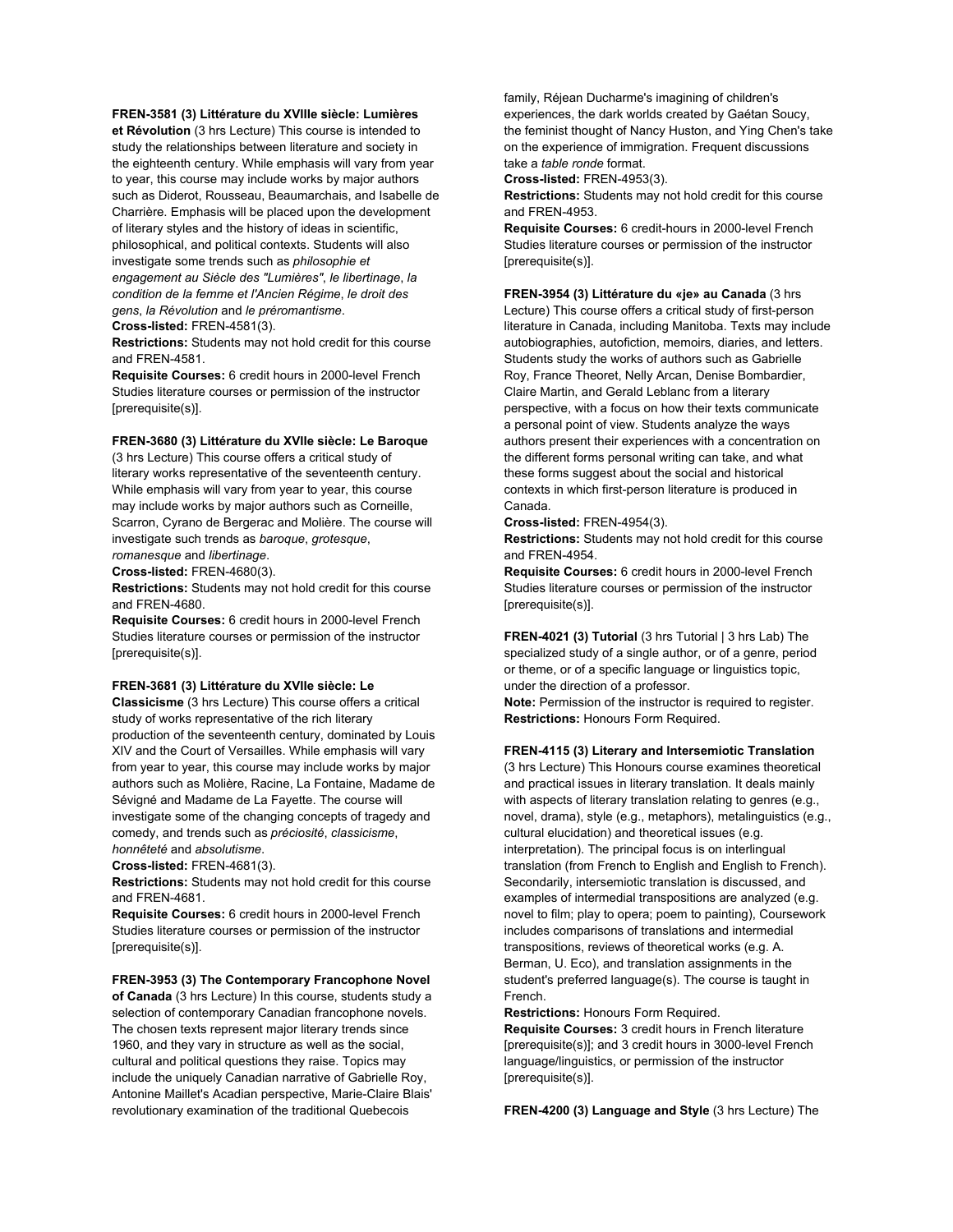**FREN-3581 (3) Littérature du XVIIIe siècle: Lumières et Révolution** (3 hrs Lecture) This course is intended to study the relationships between literature and society in the eighteenth century. While emphasis will vary from year to year, this course may include works by major authors such as Diderot, Rousseau, Beaumarchais, and Isabelle de Charrière. Emphasis will be placed upon the development of literary styles and the history of ideas in scientific, philosophical, and political contexts. Students will also investigate some trends such as *philosophie et engagement au Siècle des "Lumières"*, *le libertinage*, *la condition de la femme et l'Ancien Régime*, *le droit des gens*, *la Révolution* and *le préromantisme*.
**Cross-listed:** FREN-4581(3).
**Restrictions:** Students may not hold credit for this course and FREN-4581.
**Requisite Courses:** 6 credit hours in 2000-level French Studies literature courses or permission of the instructor [prerequisite(s)].

**FREN-3680 (3) Littérature du XVIIe siècle: Le Baroque** (3 hrs Lecture) This course offers a critical study of literary works representative of the seventeenth century. While emphasis will vary from year to year, this course may include works by major authors such as Corneille, Scarron, Cyrano de Bergerac and Molière. The course will investigate such trends as *baroque*, *grotesque*, *romanesque* and *libertinage*.
**Cross-listed:** FREN-4680(3).
**Restrictions:** Students may not hold credit for this course and FREN-4680.
**Requisite Courses:** 6 credit hours in 2000-level French Studies literature courses or permission of the instructor [prerequisite(s)].

**FREN-3681 (3) Littérature du XVIIe siècle: Le Classicisme** (3 hrs Lecture) This course offers a critical study of works representative of the rich literary production of the seventeenth century, dominated by Louis XIV and the Court of Versailles. While emphasis will vary from year to year, this course may include works by major authors such as Molière, Racine, La Fontaine, Madame de Sévigné and Madame de La Fayette. The course will investigate some of the changing concepts of tragedy and comedy, and trends such as *préciosité*, *classicisme*, *honnêteté* and *absolutisme*.
**Cross-listed:** FREN-4681(3).
**Restrictions:** Students may not hold credit for this course and FREN-4681.
**Requisite Courses:** 6 credit hours in 2000-level French Studies literature courses or permission of the instructor [prerequisite(s)].

**FREN-3953 (3) The Contemporary Francophone Novel of Canada** (3 hrs Lecture) In this course, students study a selection of contemporary Canadian francophone novels. The chosen texts represent major literary trends since 1960, and they vary in structure as well as the social, cultural and political questions they raise. Topics may include the uniquely Canadian narrative of Gabrielle Roy, Antonine Maillet's Acadian perspective, Marie-Claire Blais' revolutionary examination of the traditional Quebecois family, Réjean Ducharme's imagining of children's experiences, the dark worlds created by Gaétan Soucy, the feminist thought of Nancy Huston, and Ying Chen's take on the experience of immigration. Frequent discussions take a *table ronde* format.
**Cross-listed:** FREN-4953(3).
**Restrictions:** Students may not hold credit for this course and FREN-4953.
**Requisite Courses:** 6 credit-hours in 2000-level French Studies literature courses or permission of the instructor [prerequisite(s)].

**FREN-3954 (3) Littérature du «je» au Canada** (3 hrs Lecture) This course offers a critical study of first-person literature in Canada, including Manitoba. Texts may include autobiographies, autofiction, memoirs, diaries, and letters. Students study the works of authors such as Gabrielle Roy, France Theoret, Nelly Arcan, Denise Bombardier, Claire Martin, and Gerald Leblanc from a literary perspective, with a focus on how their texts communicate a personal point of view. Students analyze the ways authors present their experiences with a concentration on the different forms personal writing can take, and what these forms suggest about the social and historical contexts in which first-person literature is produced in Canada.
**Cross-listed:** FREN-4954(3).
**Restrictions:** Students may not hold credit for this course and FREN-4954.
**Requisite Courses:** 6 credit hours in 2000-level French Studies literature courses or permission of the instructor [prerequisite(s)].

**FREN-4021 (3) Tutorial** (3 hrs Tutorial | 3 hrs Lab) The specialized study of a single author, or of a genre, period or theme, or of a specific language or linguistics topic, under the direction of a professor.
**Note:** Permission of the instructor is required to register.
**Restrictions:** Honours Form Required.

**FREN-4115 (3) Literary and Intersemiotic Translation** (3 hrs Lecture) This Honours course examines theoretical and practical issues in literary translation. It deals mainly with aspects of literary translation relating to genres (e.g., novel, drama), style (e.g., metaphors), metalinguistics (e.g., cultural elucidation) and theoretical issues (e.g. interpretation). The principal focus is on interlingual translation (from French to English and English to French). Secondarily, intersemiotic translation is discussed, and examples of intermedial transpositions are analyzed (e.g. novel to film; play to opera; poem to painting), Coursework includes comparisons of translations and intermedial transpositions, reviews of theoretical works (e.g. A. Berman, U. Eco), and translation assignments in the student's preferred language(s). The course is taught in French.
**Restrictions:** Honours Form Required.
**Requisite Courses:** 3 credit hours in French literature [prerequisite(s)]; and 3 credit hours in 3000-level French language/linguistics, or permission of the instructor [prerequisite(s)].

**FREN-4200 (3) Language and Style** (3 hrs Lecture) The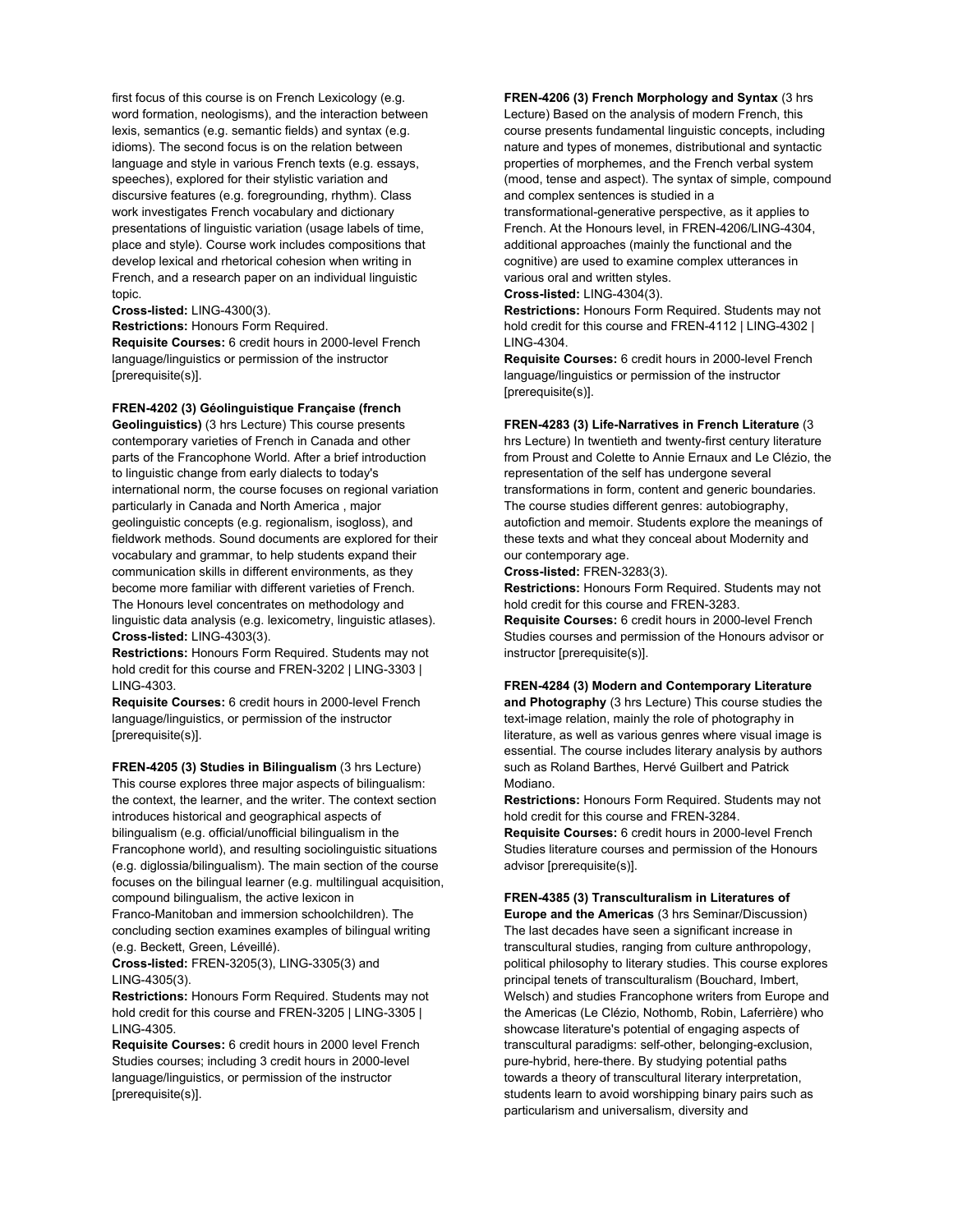first focus of this course is on French Lexicology (e.g. word formation, neologisms), and the interaction between lexis, semantics (e.g. semantic fields) and syntax (e.g. idioms). The second focus is on the relation between language and style in various French texts (e.g. essays, speeches), explored for their stylistic variation and discursive features (e.g. foregrounding, rhythm). Class work investigates French vocabulary and dictionary presentations of linguistic variation (usage labels of time, place and style). Course work includes compositions that develop lexical and rhetorical cohesion when writing in French, and a research paper on an individual linguistic topic.

**Cross-listed:** LING-4300(3).

**Restrictions:** Honours Form Required.

**Requisite Courses:** 6 credit hours in 2000-level French language/linguistics or permission of the instructor [prerequisite(s)].

**FREN-4202 (3) Géolinguistique Française (french Geolinguistics)** (3 hrs Lecture) This course presents contemporary varieties of French in Canada and other parts of the Francophone World. After a brief introduction to linguistic change from early dialects to today's international norm, the course focuses on regional variation particularly in Canada and North America , major geolinguistic concepts (e.g. regionalism, isogloss), and fieldwork methods. Sound documents are explored for their vocabulary and grammar, to help students expand their communication skills in different environments, as they become more familiar with different varieties of French. The Honours level concentrates on methodology and linguistic data analysis (e.g. lexicometry, linguistic atlases).

**Cross-listed:** LING-4303(3).

**Restrictions:** Honours Form Required. Students may not hold credit for this course and FREN-3202 | LING-3303 | LING-4303.

**Requisite Courses:** 6 credit hours in 2000-level French language/linguistics, or permission of the instructor [prerequisite(s)].

**FREN-4205 (3) Studies in Bilingualism** (3 hrs Lecture) This course explores three major aspects of bilingualism: the context, the learner, and the writer. The context section introduces historical and geographical aspects of bilingualism (e.g. official/unofficial bilingualism in the Francophone world), and resulting sociolinguistic situations (e.g. diglossia/bilingualism). The main section of the course focuses on the bilingual learner (e.g. multilingual acquisition, compound bilingualism, the active lexicon in Franco-Manitoban and immersion schoolchildren). The concluding section examines examples of bilingual writing (e.g. Beckett, Green, Léveillé).

**Cross-listed:** FREN-3205(3), LING-3305(3) and LING-4305(3).

**Restrictions:** Honours Form Required. Students may not hold credit for this course and FREN-3205 | LING-3305 | LING-4305.

**Requisite Courses:** 6 credit hours in 2000 level French Studies courses; including 3 credit hours in 2000-level language/linguistics, or permission of the instructor [prerequisite(s)].

**FREN-4206 (3) French Morphology and Syntax** (3 hrs Lecture) Based on the analysis of modern French, this course presents fundamental linguistic concepts, including nature and types of monemes, distributional and syntactic properties of morphemes, and the French verbal system (mood, tense and aspect). The syntax of simple, compound and complex sentences is studied in a transformational-generative perspective, as it applies to French. At the Honours level, in FREN-4206/LING-4304, additional approaches (mainly the functional and the cognitive) are used to examine complex utterances in various oral and written styles.

**Cross-listed:** LING-4304(3).

**Restrictions:** Honours Form Required. Students may not hold credit for this course and FREN-4112 | LING-4302 | LING-4304.

**Requisite Courses:** 6 credit hours in 2000-level French language/linguistics or permission of the instructor [prerequisite(s)].

**FREN-4283 (3) Life-Narratives in French Literature** (3 hrs Lecture) In twentieth and twenty-first century literature from Proust and Colette to Annie Ernaux and Le Clézio, the representation of the self has undergone several transformations in form, content and generic boundaries. The course studies different genres: autobiography, autofiction and memoir. Students explore the meanings of these texts and what they conceal about Modernity and our contemporary age.

**Cross-listed:** FREN-3283(3).

**Restrictions:** Honours Form Required. Students may not hold credit for this course and FREN-3283.

**Requisite Courses:** 6 credit hours in 2000-level French Studies courses and permission of the Honours advisor or instructor [prerequisite(s)].

**FREN-4284 (3) Modern and Contemporary Literature and Photography** (3 hrs Lecture) This course studies the text-image relation, mainly the role of photography in literature, as well as various genres where visual image is essential. The course includes literary analysis by authors such as Roland Barthes, Hervé Guilbert and Patrick Modiano.

**Restrictions:** Honours Form Required. Students may not hold credit for this course and FREN-3284.

**Requisite Courses:** 6 credit hours in 2000-level French Studies literature courses and permission of the Honours advisor [prerequisite(s)].

**FREN-4385 (3) Transculturalism in Literatures of Europe and the Americas** (3 hrs Seminar/Discussion) The last decades have seen a significant increase in transcultural studies, ranging from culture anthropology, political philosophy to literary studies. This course explores principal tenets of transculturalism (Bouchard, Imbert, Welsch) and studies Francophone writers from Europe and the Americas (Le Clézio, Nothomb, Robin, Laferrière) who showcase literature's potential of engaging aspects of transcultural paradigms: self-other, belonging-exclusion, pure-hybrid, here-there. By studying potential paths towards a theory of transcultural literary interpretation, students learn to avoid worshipping binary pairs such as particularism and universalism, diversity and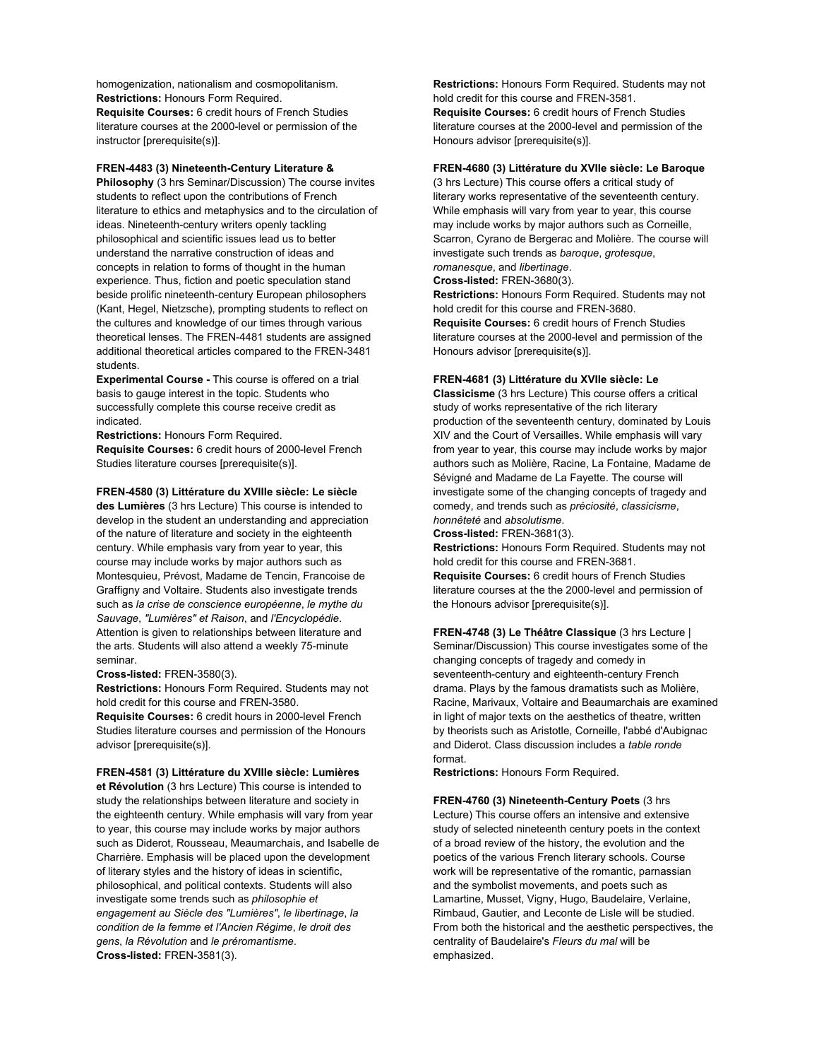homogenization, nationalism and cosmopolitanism.
**Restrictions:** Honours Form Required.
**Requisite Courses:** 6 credit hours of French Studies literature courses at the 2000-level or permission of the instructor [prerequisite(s)].

**FREN-4483 (3) Nineteenth-Century Literature & Philosophy** (3 hrs Seminar/Discussion) The course invites students to reflect upon the contributions of French literature to ethics and metaphysics and to the circulation of ideas. Nineteenth-century writers openly tackling philosophical and scientific issues lead us to better understand the narrative construction of ideas and concepts in relation to forms of thought in the human experience. Thus, fiction and poetic speculation stand beside prolific nineteenth-century European philosophers (Kant, Hegel, Nietzsche), prompting students to reflect on the cultures and knowledge of our times through various theoretical lenses. The FREN-4481 students are assigned additional theoretical articles compared to the FREN-3481 students.
**Experimental Course -** This course is offered on a trial basis to gauge interest in the topic. Students who successfully complete this course receive credit as indicated.
**Restrictions:** Honours Form Required.
**Requisite Courses:** 6 credit hours of 2000-level French Studies literature courses [prerequisite(s)].

**FREN-4580 (3) Littérature du XVIIIe siècle: Le siècle des Lumières** (3 hrs Lecture) This course is intended to develop in the student an understanding and appreciation of the nature of literature and society in the eighteenth century. While emphasis vary from year to year, this course may include works by major authors such as Montesquieu, Prévost, Madame de Tencin, Francoise de Graffigny and Voltaire. Students also investigate trends such as *la crise de conscience européenne*, *le mythe du Sauvage*, *"Lumières" et Raison*, and *l'Encyclopédie*. Attention is given to relationships between literature and the arts. Students will also attend a weekly 75-minute seminar.
**Cross-listed:** FREN-3580(3).
**Restrictions:** Honours Form Required. Students may not hold credit for this course and FREN-3580.
**Requisite Courses:** 6 credit hours in 2000-level French Studies literature courses and permission of the Honours advisor [prerequisite(s)].

**FREN-4581 (3) Littérature du XVIIIe siècle: Lumières et Révolution** (3 hrs Lecture) This course is intended to study the relationships between literature and society in the eighteenth century. While emphasis will vary from year to year, this course may include works by major authors such as Diderot, Rousseau, Meaumarchais, and Isabelle de Charrière. Emphasis will be placed upon the development of literary styles and the history of ideas in scientific, philosophical, and political contexts. Students will also investigate some trends such as *philosophie et engagement au Siècle des "Lumières"*, *le libertinage*, *la condition de la femme et l'Ancien Régime*, *le droit des gens*, *la Révolution* and *le préromantisme*.
**Cross-listed:** FREN-3581(3).
**Restrictions:** Honours Form Required. Students may not hold credit for this course and FREN-3581.
**Requisite Courses:** 6 credit hours of French Studies literature courses at the 2000-level and permission of the Honours advisor [prerequisite(s)].

**FREN-4680 (3) Littérature du XVIIe siècle: Le Baroque** (3 hrs Lecture) This course offers a critical study of literary works representative of the seventeenth century. While emphasis will vary from year to year, this course may include works by major authors such as Corneille, Scarron, Cyrano de Bergerac and Molière. The course will investigate such trends as *baroque*, *grotesque*, *romanesque*, and *libertinage*.
**Cross-listed:** FREN-3680(3).
**Restrictions:** Honours Form Required. Students may not hold credit for this course and FREN-3680.
**Requisite Courses:** 6 credit hours of French Studies literature courses at the 2000-level and permission of the Honours advisor [prerequisite(s)].

**FREN-4681 (3) Littérature du XVIIe siècle: Le Classicisme** (3 hrs Lecture) This course offers a critical study of works representative of the rich literary production of the seventeenth century, dominated by Louis XIV and the Court of Versailles. While emphasis will vary from year to year, this course may include works by major authors such as Molière, Racine, La Fontaine, Madame de Sévigné and Madame de La Fayette. The course will investigate some of the changing concepts of tragedy and comedy, and trends such as *préciosité*, *classicisme*, *honnêteté* and *absolutisme*.
**Cross-listed:** FREN-3681(3).
**Restrictions:** Honours Form Required. Students may not hold credit for this course and FREN-3681.
**Requisite Courses:** 6 credit hours of French Studies literature courses at the the 2000-level and permission of the Honours advisor [prerequisite(s)].

**FREN-4748 (3) Le Théâtre Classique** (3 hrs Lecture | Seminar/Discussion) This course investigates some of the changing concepts of tragedy and comedy in seventeenth-century and eighteenth-century French drama. Plays by the famous dramatists such as Molière, Racine, Marivaux, Voltaire and Beaumarchais are examined in light of major texts on the aesthetics of theatre, written by theorists such as Aristotle, Corneille, l'abbé d'Aubignac and Diderot. Class discussion includes a *table ronde* format.
**Restrictions:** Honours Form Required.

**FREN-4760 (3) Nineteenth-Century Poets** (3 hrs Lecture) This course offers an intensive and extensive study of selected nineteenth century poets in the context of a broad review of the history, the evolution and the poetics of the various French literary schools. Course work will be representative of the romantic, parnassian and the symbolist movements, and poets such as Lamartine, Musset, Vigny, Hugo, Baudelaire, Verlaine, Rimbaud, Gautier, and Leconte de Lisle will be studied. From both the historical and the aesthetic perspectives, the centrality of Baudelaire's *Fleurs du mal* will be emphasized.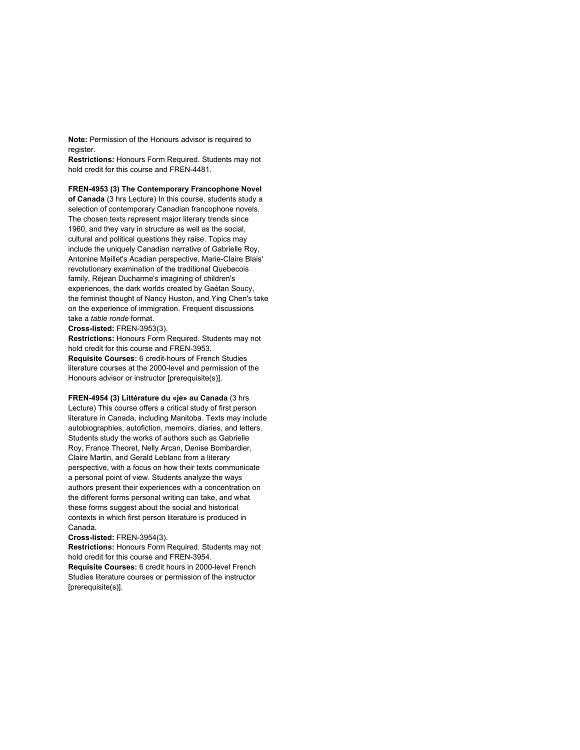**Note:** Permission of the Honours advisor is required to register.
**Restrictions:** Honours Form Required. Students may not hold credit for this course and FREN-4481.

**FREN-4953 (3) The Contemporary Francophone Novel of Canada** (3 hrs Lecture) In this course, students study a selection of contemporary Canadian francophone novels. The chosen texts represent major literary trends since 1960, and they vary in structure as well as the social, cultural and political questions they raise. Topics may include the uniquely Canadian narrative of Gabrielle Roy, Antonine Maillet's Acadian perspective, Marie-Claire Blais' revolutionary examination of the traditional Quebecois family, Réjean Ducharme's imagining of children's experiences, the dark worlds created by Gaétan Soucy, the feminist thought of Nancy Huston, and Ying Chen's take on the experience of immigration. Frequent discussions take a *table ronde* format.
**Cross-listed:** FREN-3953(3).
**Restrictions:** Honours Form Required. Students may not hold credit for this course and FREN-3953.
**Requisite Courses:** 6 credit-hours of French Studies literature courses at the 2000-level and permission of the Honours advisor or instructor [prerequisite(s)].

**FREN-4954 (3) Littérature du «je» au Canada** (3 hrs Lecture) This course offers a critical study of first person literature in Canada, including Manitoba. Texts may include autobiographies, autofiction, memoirs, diaries, and letters. Students study the works of authors such as Gabrielle Roy, France Theoret, Nelly Arcan, Denise Bombardier, Claire Martin, and Gerald Leblanc from a literary perspective, with a focus on how their texts communicate a personal point of view. Students analyze the ways authors present their experiences with a concentration on the different forms personal writing can take, and what these forms suggest about the social and historical contexts in which first person literature is produced in Canada.
**Cross-listed:** FREN-3954(3).
**Restrictions:** Honours Form Required. Students may not hold credit for this course and FREN-3954.
**Requisite Courses:** 6 credit hours in 2000-level French Studies literature courses or permission of the instructor [prerequisite(s)].